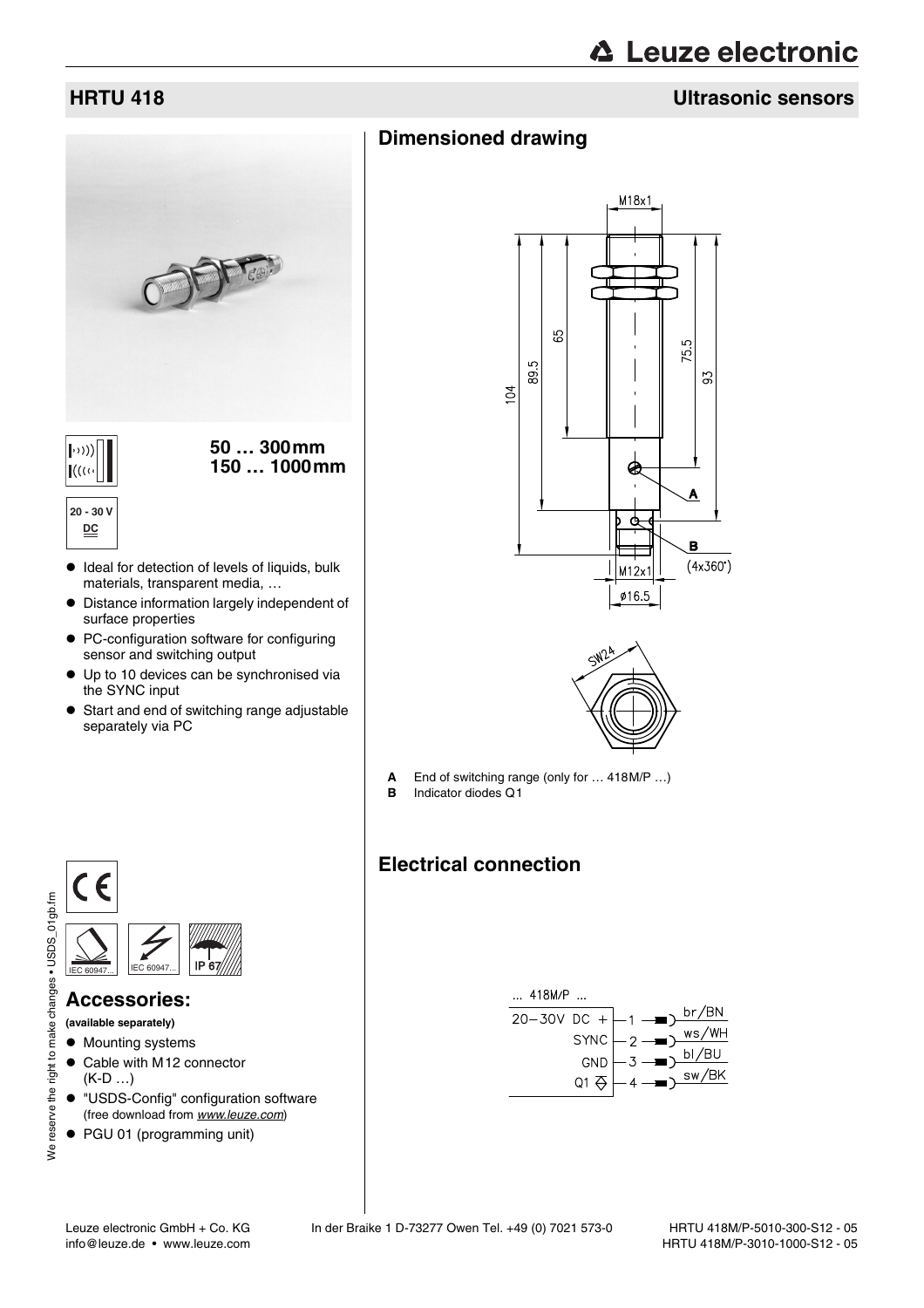# HRTU 418

## Ultrasonic sensors

**50 … 300 mm**
**150 … 1000 mm**

20 - 30 V DC

- Ideal for detection of levels of liquids, bulk materials, transparent media, …
- Distance information largely independent of surface properties
- PC-configuration software for configuring sensor and switching output
- Up to 10 devices can be synchronised via the SYNC input
- Start and end of switching range adjustable separately via PC

IEC 60947... IEC 60947... IP 67

## Accessories:

**(available separately)**

- Mounting systems
- Cable with M12 connector (K-D …)
- "USDS-Config" configuration software (free download from *www.leuze.com*)
- PGU 01 (programming unit)

## Dimensioned drawing

**A** End of switching range (only for … 418M/P …)
**B** Indicator diodes Q1

## Electrical connection

… 418M/P …

| Function | Pin | Wire colour |
|---|---|---|
| 20–30V DC + | 1 | br/BN |
| SYNC | 2 | ws/WH |
| GND | 3 | bl/BU |
| Q1 | 4 | sw/BK |

HRTU 418M/P-5010-300-S12 - 05
HRTU 418M/P-3010-1000-S12 - 05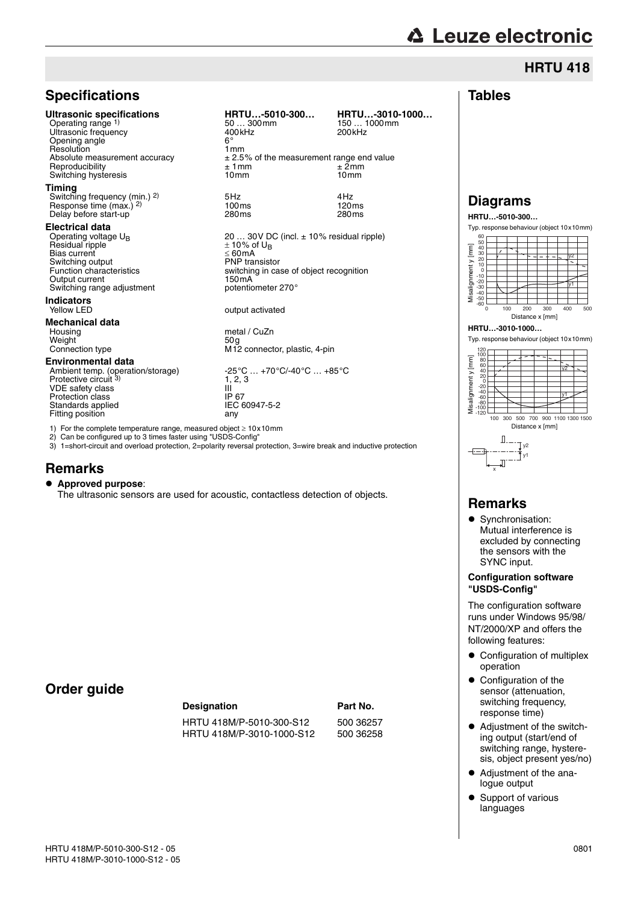# HRTU 418

## Specifications

| | HRTU…-5010-300… | HRTU…-3010-1000… |
|---|---|---|
| **Ultrasonic specifications** | | |
| Operating range [1] | 50 … 300mm | 150 … 1000mm |
| Ultrasonic frequency | 400kHz | 200kHz |
| Opening angle | 6° | |
| Resolution | 1mm | |
| Absolute measurement accuracy | ± 2.5% of the measurement range end value | |
| Reproducibility | ± 1mm | ± 2mm |
| Switching hysteresis | 10mm | 10mm |
| **Timing** | | |
| Switching frequency (min.) [2] | 5Hz | 4Hz |
| Response time (max.) [2] | 100ms | 120ms |
| Delay before start-up | 280ms | 280ms |
| **Electrical data** | | |
| Operating voltage $U_B$ | 20 … 30V DC (incl. ± 10% residual ripple) | |
| Residual ripple | ± 10% of $U_B$ | |
| Bias current | ≤ 60mA | |
| Switching output | PNP transistor | |
| Function characteristics | switching in case of object recognition | |
| Output current | 150mA | |
| Switching range adjustment | potentiometer 270° | |
| **Indicators** | | |
| Yellow LED | output activated | |
| **Mechanical data** | | |
| Housing | metal / CuZn | |
| Weight | 50g | |
| Connection type | M12 connector, plastic, 4-pin | |
| **Environmental data** | | |
| Ambient temp. (operation/storage) | -25°C … +70°C/-40°C … +85°C | |
| Protective circuit [3] | 1, 2, 3 | |
| VDE safety class | III | |
| Protection class | IP 67 | |
| Standards applied | IEC 60947-5-2 | |
| Fitting position | any | |

1) For the complete temperature range, measured object ≥ 10x10mm
2) Can be configured up to 3 times faster using "USDS-Config"
3) 1=short-circuit and overload protection, 2=polarity reversal protection, 3=wire break and inductive protection

## Remarks

- **Approved purpose**:
  The ultrasonic sensors are used for acoustic, contactless detection of objects.

## Order guide

| Designation | Part No. |
|---|---|
| HRTU 418M/P-5010-300-S12 | 500 36257 |
| HRTU 418M/P-3010-1000-S12 | 500 36258 |

## Tables

## Diagrams

**HRTU…-5010-300…**

Typ. response behaviour (object 10x10mm)

Misalignment y [mm]
60 50 40 30 20 10 0 -10 -20 -30 -40 -50 -60
y2
y1
0 100 200 300 400 500
Distance x [mm]

**HRTU…-3010-1000…**

Typ. response behaviour (object 10x10mm)

Misalignment y [mm]
120 100 80 60 40 20 0 -20 -40 -60 -80 -100 -120
y2
y1
100 300 500 700 900 1100 1300 1500
Distance x [mm]

y2
y1
x

## Remarks

- Synchronisation:
  Mutual interference is excluded by connecting the sensors with the SYNC input.

**Configuration software "USDS-Config"**

The configuration software runs under Windows 95/98/NT/2000/XP and offers the following features:

- Configuration of multiplex operation
- Configuration of the sensor (attenuation, switching frequency, response time)
- Adjustment of the switching output (start/end of switching range, hysteresis, object present yes/no)
- Adjustment of the analogue output
- Support of various languages

HRTU 418M/P-5010-300-S12 - 05
HRTU 418M/P-3010-1000-S12 - 05